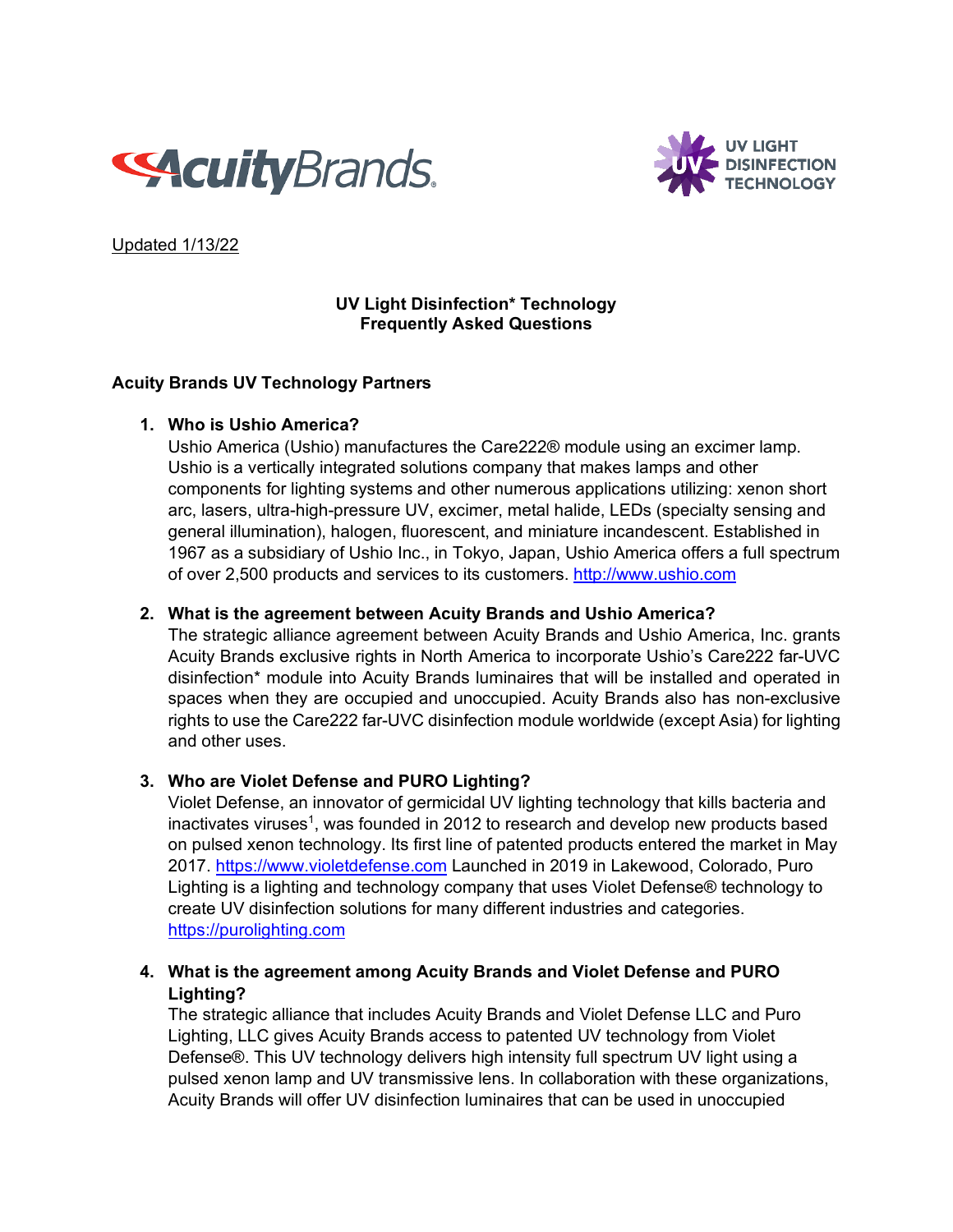Updated 1/13/22

# UV Light Disinfection* Technology Frequently Asked Questions

## Acuity Brands UV Technology Partners

1. **Who is Ushio America?**
   Ushio America (Ushio) manufactures the Care222® module using an excimer lamp. Ushio is a vertically integrated solutions company that makes lamps and other components for lighting systems and other numerous applications utilizing: xenon short arc, lasers, ultra-high-pressure UV, excimer, metal halide, LEDs (specialty sensing and general illumination), halogen, fluorescent, and miniature incandescent. Established in 1967 as a subsidiary of Ushio Inc., in Tokyo, Japan, Ushio America offers a full spectrum of over 2,500 products and services to its customers. http://www.ushio.com

2. **What is the agreement between Acuity Brands and Ushio America?**
   The strategic alliance agreement between Acuity Brands and Ushio America, Inc. grants Acuity Brands exclusive rights in North America to incorporate Ushio's Care222 far-UVC disinfection* module into Acuity Brands luminaires that will be installed and operated in spaces when they are occupied and unoccupied. Acuity Brands also has non-exclusive rights to use the Care222 far-UVC disinfection module worldwide (except Asia) for lighting and other uses.

3. **Who are Violet Defense and PURO Lighting?**
   Violet Defense, an innovator of germicidal UV lighting technology that kills bacteria and inactivates viruses[1], was founded in 2012 to research and develop new products based on pulsed xenon technology. Its first line of patented products entered the market in May 2017. https://www.violetdefense.com Launched in 2019 in Lakewood, Colorado, Puro Lighting is a lighting and technology company that uses Violet Defense® technology to create UV disinfection solutions for many different industries and categories. https://purolighting.com

4. **What is the agreement among Acuity Brands and Violet Defense and PURO Lighting?**
   The strategic alliance that includes Acuity Brands and Violet Defense LLC and Puro Lighting, LLC gives Acuity Brands access to patented UV technology from Violet Defense®. This UV technology delivers high intensity full spectrum UV light using a pulsed xenon lamp and UV transmissive lens. In collaboration with these organizations, Acuity Brands will offer UV disinfection luminaires that can be used in unoccupied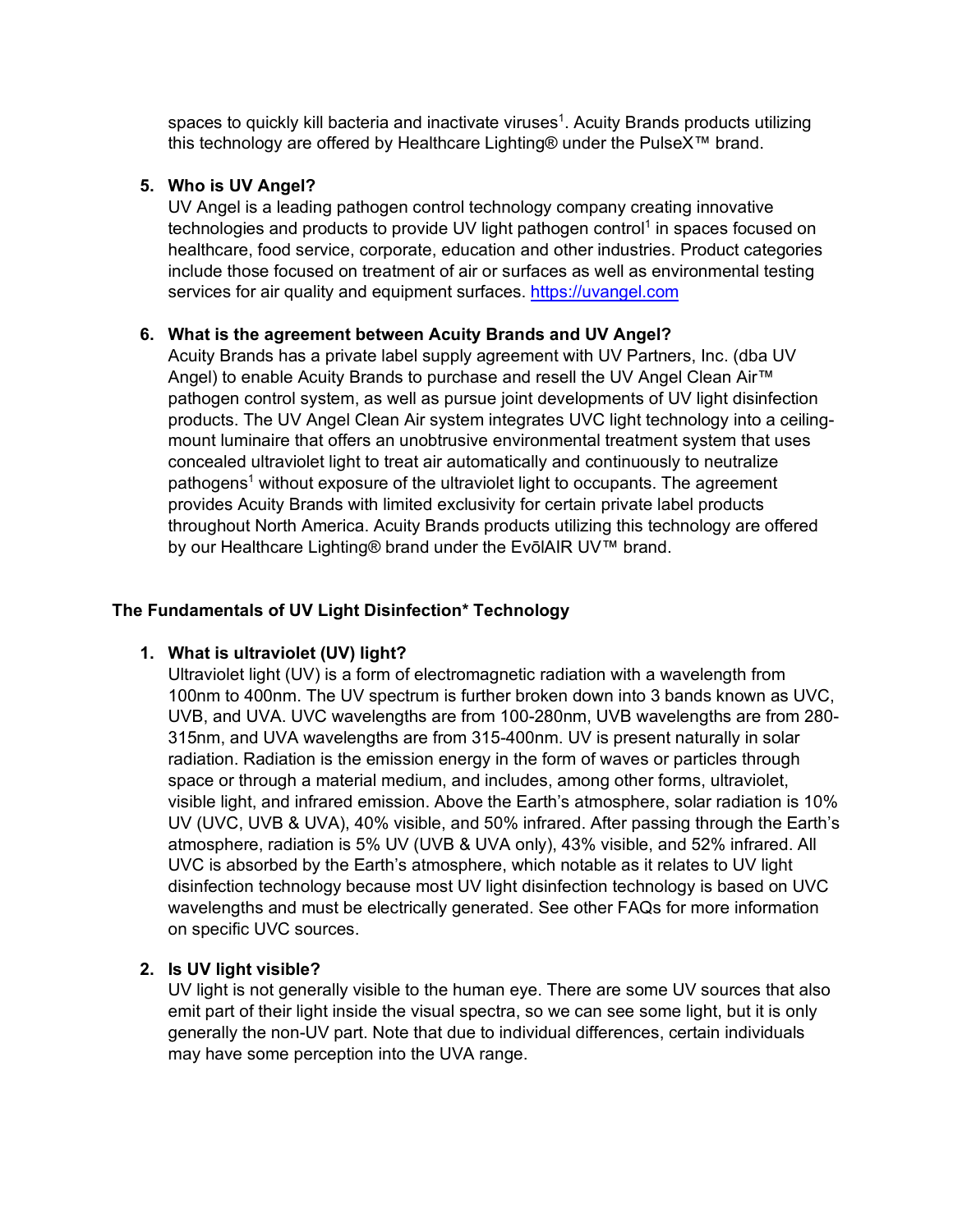spaces to quickly kill bacteria and inactivate viruses[1]. Acuity Brands products utilizing this technology are offered by Healthcare Lighting® under the PulseX™ brand.

5. **Who is UV Angel?**
   UV Angel is a leading pathogen control technology company creating innovative technologies and products to provide UV light pathogen control[1] in spaces focused on healthcare, food service, corporate, education and other industries. Product categories include those focused on treatment of air or surfaces as well as environmental testing services for air quality and equipment surfaces. https://uvangel.com

6. **What is the agreement between Acuity Brands and UV Angel?**
   Acuity Brands has a private label supply agreement with UV Partners, Inc. (dba UV Angel) to enable Acuity Brands to purchase and resell the UV Angel Clean Air™ pathogen control system, as well as pursue joint developments of UV light disinfection products. The UV Angel Clean Air system integrates UVC light technology into a ceiling-mount luminaire that offers an unobtrusive environmental treatment system that uses concealed ultraviolet light to treat air automatically and continuously to neutralize pathogens[1] without exposure of the ultraviolet light to occupants. The agreement provides Acuity Brands with limited exclusivity for certain private label products throughout North America. Acuity Brands products utilizing this technology are offered by our Healthcare Lighting® brand under the EvōlAIR UV™ brand.

## The Fundamentals of UV Light Disinfection* Technology

1. **What is ultraviolet (UV) light?**
   Ultraviolet light (UV) is a form of electromagnetic radiation with a wavelength from 100nm to 400nm. The UV spectrum is further broken down into 3 bands known as UVC, UVB, and UVA. UVC wavelengths are from 100-280nm, UVB wavelengths are from 280-315nm, and UVA wavelengths are from 315-400nm. UV is present naturally in solar radiation. Radiation is the emission energy in the form of waves or particles through space or through a material medium, and includes, among other forms, ultraviolet, visible light, and infrared emission. Above the Earth's atmosphere, solar radiation is 10% UV (UVC, UVB & UVA), 40% visible, and 50% infrared. After passing through the Earth's atmosphere, radiation is 5% UV (UVB & UVA only), 43% visible, and 52% infrared. All UVC is absorbed by the Earth's atmosphere, which notable as it relates to UV light disinfection technology because most UV light disinfection technology is based on UVC wavelengths and must be electrically generated. See other FAQs for more information on specific UVC sources.

2. **Is UV light visible?**
   UV light is not generally visible to the human eye. There are some UV sources that also emit part of their light inside the visual spectra, so we can see some light, but it is only generally the non-UV part. Note that due to individual differences, certain individuals may have some perception into the UVA range.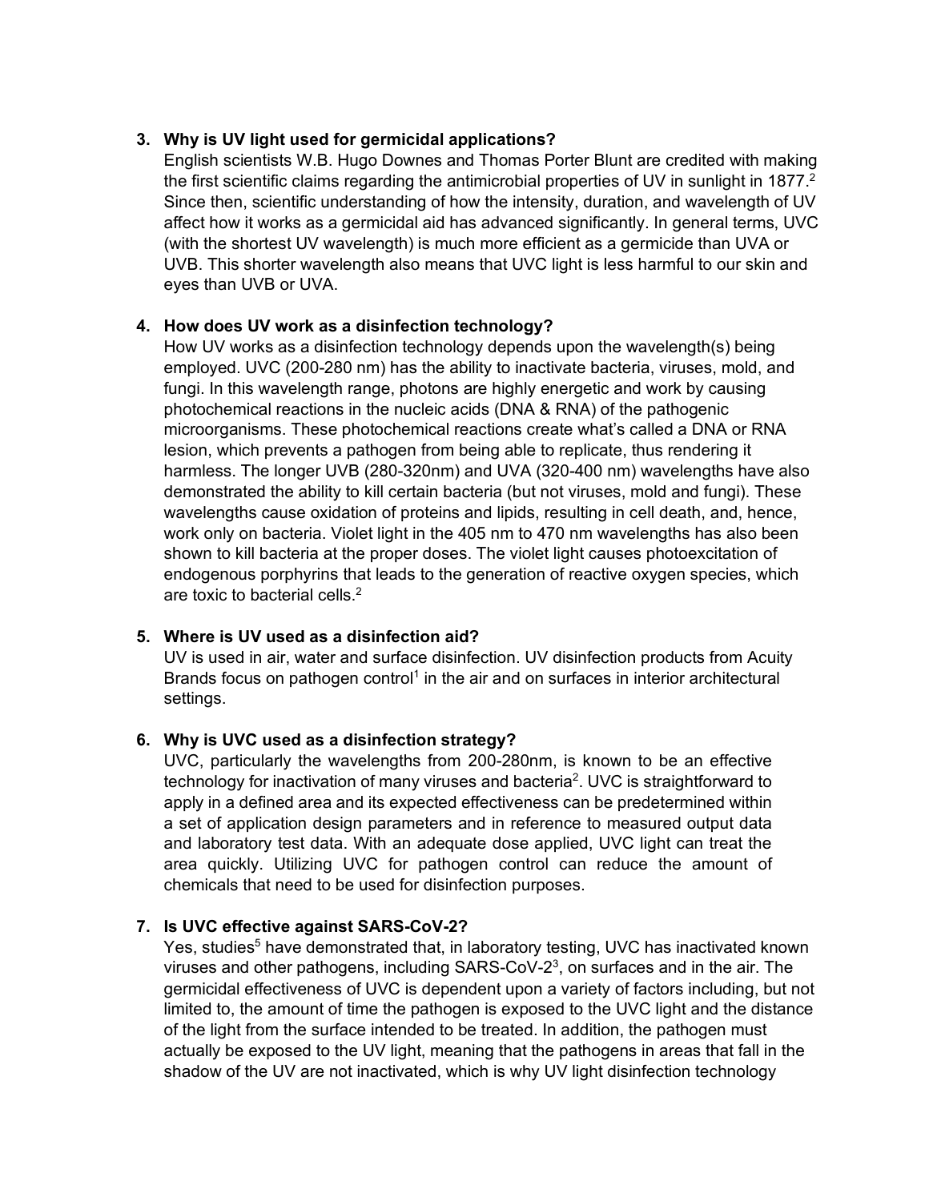3. **Why is UV light used for germicidal applications?**
   English scientists W.B. Hugo Downes and Thomas Porter Blunt are credited with making the first scientific claims regarding the antimicrobial properties of UV in sunlight in 1877.[2] Since then, scientific understanding of how the intensity, duration, and wavelength of UV affect how it works as a germicidal aid has advanced significantly. In general terms, UVC (with the shortest UV wavelength) is much more efficient as a germicide than UVA or UVB. This shorter wavelength also means that UVC light is less harmful to our skin and eyes than UVB or UVA.

4. **How does UV work as a disinfection technology?**
   How UV works as a disinfection technology depends upon the wavelength(s) being employed. UVC (200-280 nm) has the ability to inactivate bacteria, viruses, mold, and fungi. In this wavelength range, photons are highly energetic and work by causing photochemical reactions in the nucleic acids (DNA & RNA) of the pathogenic microorganisms. These photochemical reactions create what's called a DNA or RNA lesion, which prevents a pathogen from being able to replicate, thus rendering it harmless. The longer UVB (280-320nm) and UVA (320-400 nm) wavelengths have also demonstrated the ability to kill certain bacteria (but not viruses, mold and fungi). These wavelengths cause oxidation of proteins and lipids, resulting in cell death, and, hence, work only on bacteria. Violet light in the 405 nm to 470 nm wavelengths has also been shown to kill bacteria at the proper doses. The violet light causes photoexcitation of endogenous porphyrins that leads to the generation of reactive oxygen species, which are toxic to bacterial cells.[2]

5. **Where is UV used as a disinfection aid?**
   UV is used in air, water and surface disinfection. UV disinfection products from Acuity Brands focus on pathogen control[1] in the air and on surfaces in interior architectural settings.

6. **Why is UVC used as a disinfection strategy?**
   UVC, particularly the wavelengths from 200-280nm, is known to be an effective technology for inactivation of many viruses and bacteria[2]. UVC is straightforward to apply in a defined area and its expected effectiveness can be predetermined within a set of application design parameters and in reference to measured output data and laboratory test data. With an adequate dose applied, UVC light can treat the area quickly. Utilizing UVC for pathogen control can reduce the amount of chemicals that need to be used for disinfection purposes.

7. **Is UVC effective against SARS-CoV-2?**
   Yes, studies[5] have demonstrated that, in laboratory testing, UVC has inactivated known viruses and other pathogens, including SARS-CoV-2[3], on surfaces and in the air. The germicidal effectiveness of UVC is dependent upon a variety of factors including, but not limited to, the amount of time the pathogen is exposed to the UVC light and the distance of the light from the surface intended to be treated. In addition, the pathogen must actually be exposed to the UV light, meaning that the pathogens in areas that fall in the shadow of the UV are not inactivated, which is why UV light disinfection technology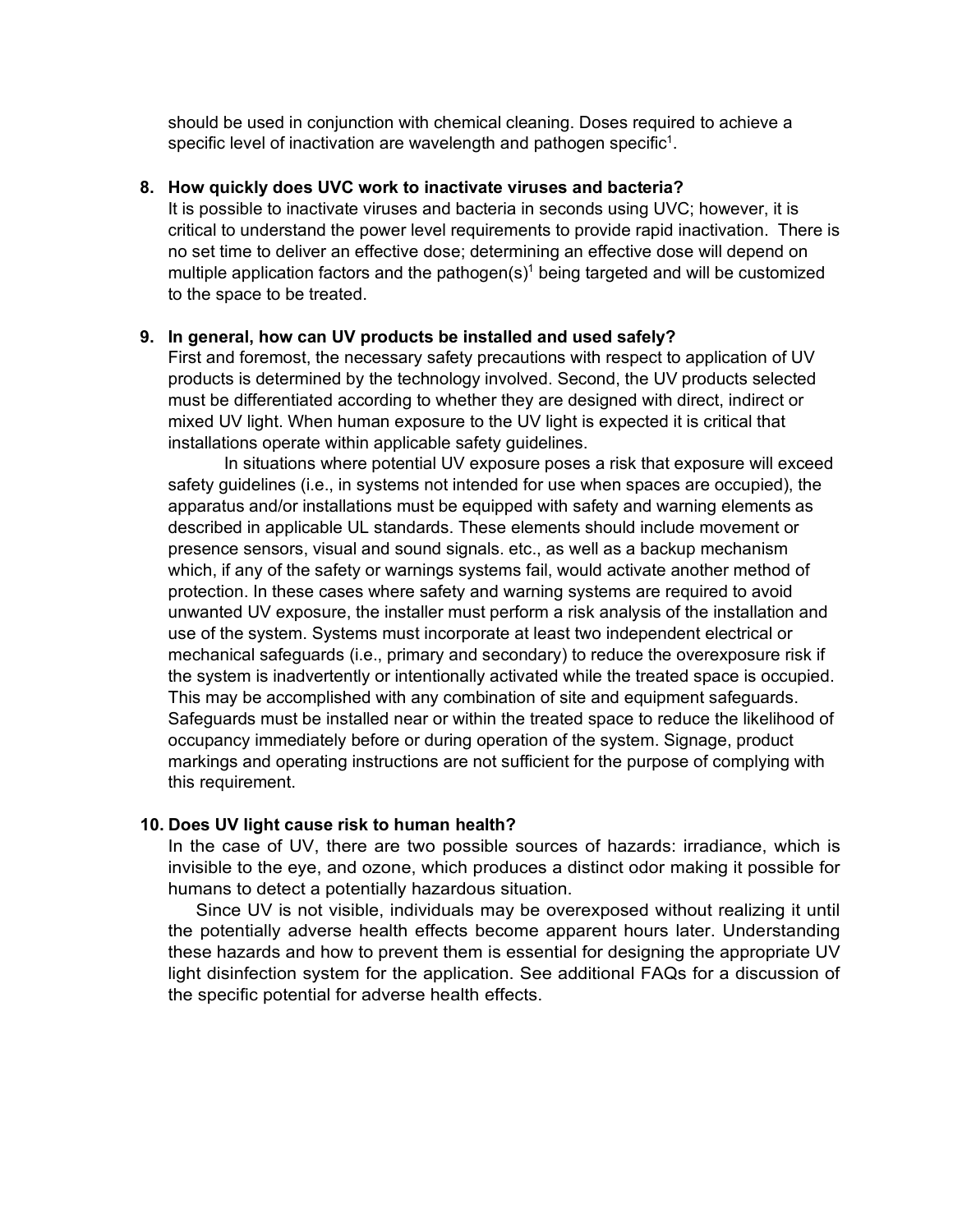should be used in conjunction with chemical cleaning. Doses required to achieve a specific level of inactivation are wavelength and pathogen specific[1].

**8. How quickly does UVC work to inactivate viruses and bacteria?**

It is possible to inactivate viruses and bacteria in seconds using UVC; however, it is critical to understand the power level requirements to provide rapid inactivation. There is no set time to deliver an effective dose; determining an effective dose will depend on multiple application factors and the pathogen(s)[1] being targeted and will be customized to the space to be treated.

**9. In general, how can UV products be installed and used safely?**

First and foremost, the necessary safety precautions with respect to application of UV products is determined by the technology involved. Second, the UV products selected must be differentiated according to whether they are designed with direct, indirect or mixed UV light. When human exposure to the UV light is expected it is critical that installations operate within applicable safety guidelines.

In situations where potential UV exposure poses a risk that exposure will exceed safety guidelines (i.e., in systems not intended for use when spaces are occupied), the apparatus and/or installations must be equipped with safety and warning elements as described in applicable UL standards. These elements should include movement or presence sensors, visual and sound signals. etc., as well as a backup mechanism which, if any of the safety or warnings systems fail, would activate another method of protection. In these cases where safety and warning systems are required to avoid unwanted UV exposure, the installer must perform a risk analysis of the installation and use of the system. Systems must incorporate at least two independent electrical or mechanical safeguards (i.e., primary and secondary) to reduce the overexposure risk if the system is inadvertently or intentionally activated while the treated space is occupied. This may be accomplished with any combination of site and equipment safeguards. Safeguards must be installed near or within the treated space to reduce the likelihood of occupancy immediately before or during operation of the system. Signage, product markings and operating instructions are not sufficient for the purpose of complying with this requirement.

**10. Does UV light cause risk to human health?**

In the case of UV, there are two possible sources of hazards: irradiance, which is invisible to the eye, and ozone, which produces a distinct odor making it possible for humans to detect a potentially hazardous situation.

Since UV is not visible, individuals may be overexposed without realizing it until the potentially adverse health effects become apparent hours later. Understanding these hazards and how to prevent them is essential for designing the appropriate UV light disinfection system for the application. See additional FAQs for a discussion of the specific potential for adverse health effects.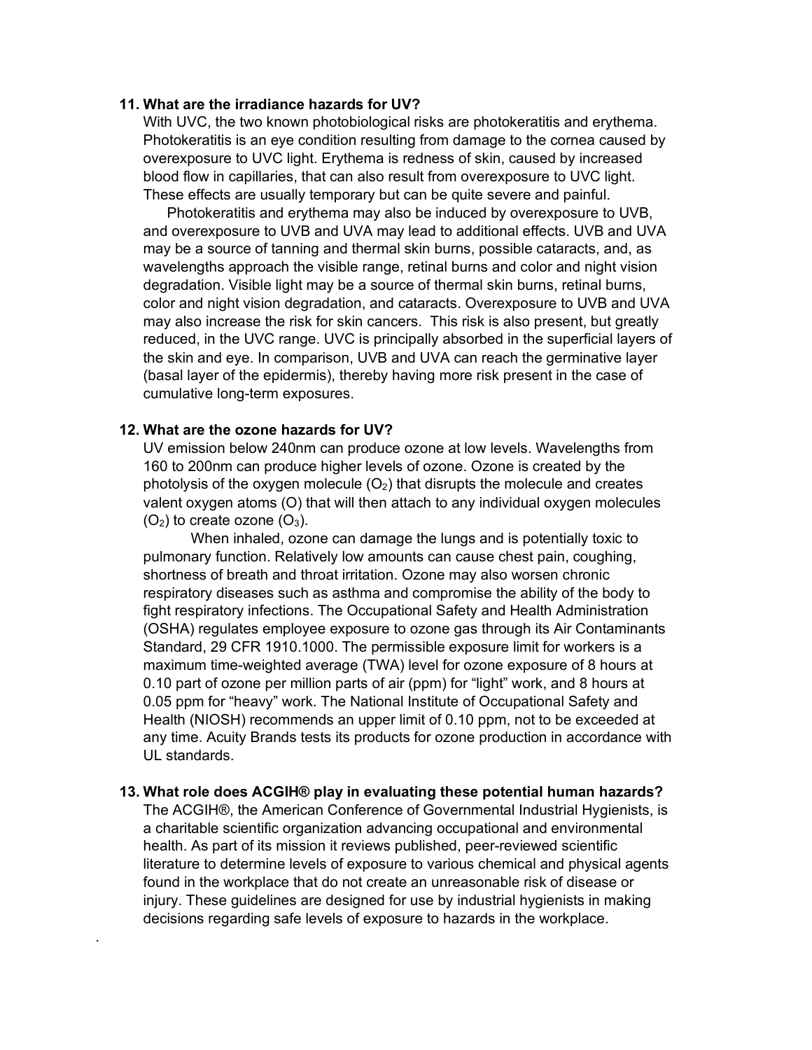### 11. What are the irradiance hazards for UV?

With UVC, the two known photobiological risks are photokeratitis and erythema. Photokeratitis is an eye condition resulting from damage to the cornea caused by overexposure to UVC light. Erythema is redness of skin, caused by increased blood flow in capillaries, that can also result from overexposure to UVC light. These effects are usually temporary but can be quite severe and painful.

Photokeratitis and erythema may also be induced by overexposure to UVB, and overexposure to UVB and UVA may lead to additional effects. UVB and UVA may be a source of tanning and thermal skin burns, possible cataracts, and, as wavelengths approach the visible range, retinal burns and color and night vision degradation. Visible light may be a source of thermal skin burns, retinal burns, color and night vision degradation, and cataracts. Overexposure to UVB and UVA may also increase the risk for skin cancers. This risk is also present, but greatly reduced, in the UVC range. UVC is principally absorbed in the superficial layers of the skin and eye. In comparison, UVB and UVA can reach the germinative layer (basal layer of the epidermis), thereby having more risk present in the case of cumulative long-term exposures.

### 12. What are the ozone hazards for UV?

UV emission below 240nm can produce ozone at low levels. Wavelengths from 160 to 200nm can produce higher levels of ozone. Ozone is created by the photolysis of the oxygen molecule ($O_2$) that disrupts the molecule and creates valent oxygen atoms (O) that will then attach to any individual oxygen molecules ($O_2$) to create ozone ($O_3$).

When inhaled, ozone can damage the lungs and is potentially toxic to pulmonary function. Relatively low amounts can cause chest pain, coughing, shortness of breath and throat irritation. Ozone may also worsen chronic respiratory diseases such as asthma and compromise the ability of the body to fight respiratory infections. The Occupational Safety and Health Administration (OSHA) regulates employee exposure to ozone gas through its Air Contaminants Standard, 29 CFR 1910.1000. The permissible exposure limit for workers is a maximum time-weighted average (TWA) level for ozone exposure of 8 hours at 0.10 part of ozone per million parts of air (ppm) for "light" work, and 8 hours at 0.05 ppm for "heavy" work. The National Institute of Occupational Safety and Health (NIOSH) recommends an upper limit of 0.10 ppm, not to be exceeded at any time. Acuity Brands tests its products for ozone production in accordance with UL standards.

### 13. What role does ACGIH® play in evaluating these potential human hazards?

The ACGIH®, the American Conference of Governmental Industrial Hygienists, is a charitable scientific organization advancing occupational and environmental health. As part of its mission it reviews published, peer-reviewed scientific literature to determine levels of exposure to various chemical and physical agents found in the workplace that do not create an unreasonable risk of disease or injury. These guidelines are designed for use by industrial hygienists in making decisions regarding safe levels of exposure to hazards in the workplace.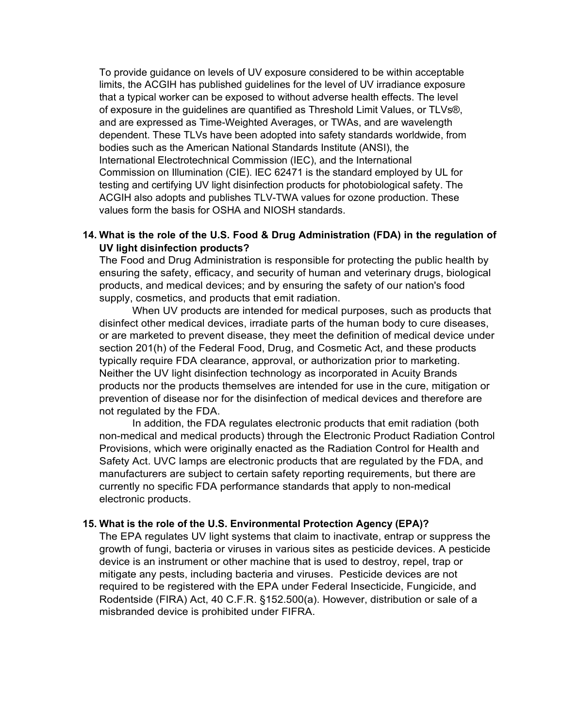To provide guidance on levels of UV exposure considered to be within acceptable limits, the ACGIH has published guidelines for the level of UV irradiance exposure that a typical worker can be exposed to without adverse health effects. The level of exposure in the guidelines are quantified as Threshold Limit Values, or TLVs®, and are expressed as Time-Weighted Averages, or TWAs, and are wavelength dependent. These TLVs have been adopted into safety standards worldwide, from bodies such as the American National Standards Institute (ANSI), the International Electrotechnical Commission (IEC), and the International Commission on Illumination (CIE). IEC 62471 is the standard employed by UL for testing and certifying UV light disinfection products for photobiological safety. The ACGIH also adopts and publishes TLV-TWA values for ozone production. These values form the basis for OSHA and NIOSH standards.

**14. What is the role of the U.S. Food & Drug Administration (FDA) in the regulation of UV light disinfection products?**

The Food and Drug Administration is responsible for protecting the public health by ensuring the safety, efficacy, and security of human and veterinary drugs, biological products, and medical devices; and by ensuring the safety of our nation's food supply, cosmetics, and products that emit radiation.

When UV products are intended for medical purposes, such as products that disinfect other medical devices, irradiate parts of the human body to cure diseases, or are marketed to prevent disease, they meet the definition of medical device under section 201(h) of the Federal Food, Drug, and Cosmetic Act, and these products typically require FDA clearance, approval, or authorization prior to marketing. Neither the UV light disinfection technology as incorporated in Acuity Brands products nor the products themselves are intended for use in the cure, mitigation or prevention of disease nor for the disinfection of medical devices and therefore are not regulated by the FDA.

In addition, the FDA regulates electronic products that emit radiation (both non-medical and medical products) through the Electronic Product Radiation Control Provisions, which were originally enacted as the Radiation Control for Health and Safety Act. UVC lamps are electronic products that are regulated by the FDA, and manufacturers are subject to certain safety reporting requirements, but there are currently no specific FDA performance standards that apply to non-medical electronic products.

**15. What is the role of the U.S. Environmental Protection Agency (EPA)?**

The EPA regulates UV light systems that claim to inactivate, entrap or suppress the growth of fungi, bacteria or viruses in various sites as pesticide devices. A pesticide device is an instrument or other machine that is used to destroy, repel, trap or mitigate any pests, including bacteria and viruses. Pesticide devices are not required to be registered with the EPA under Federal Insecticide, Fungicide, and Rodentside (FIRA) Act, 40 C.F.R. §152.500(a). However, distribution or sale of a misbranded device is prohibited under FIFRA.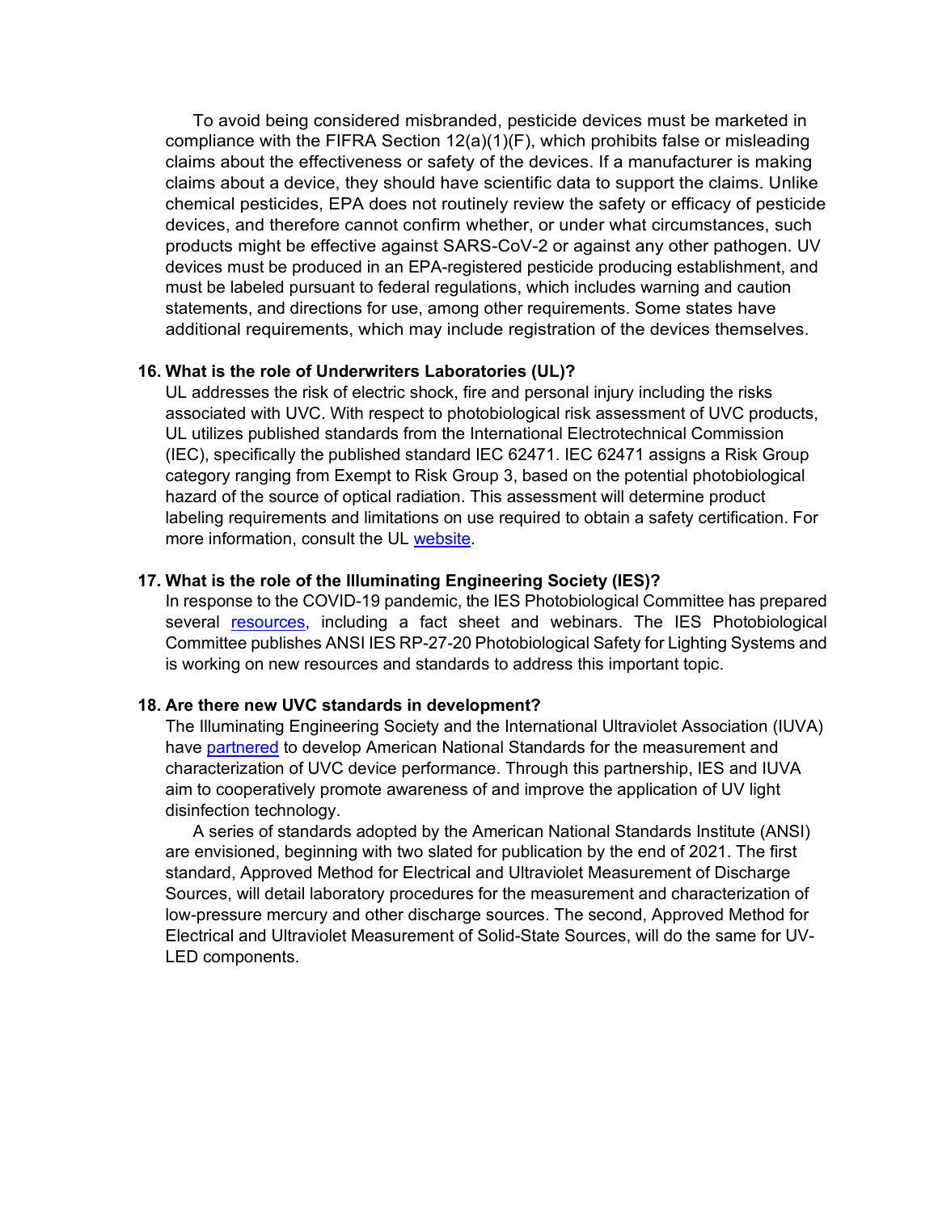To avoid being considered misbranded, pesticide devices must be marketed in compliance with the FIFRA Section 12(a)(1)(F), which prohibits false or misleading claims about the effectiveness or safety of the devices. If a manufacturer is making claims about a device, they should have scientific data to support the claims. Unlike chemical pesticides, EPA does not routinely review the safety or efficacy of pesticide devices, and therefore cannot confirm whether, or under what circumstances, such products might be effective against SARS-CoV-2 or against any other pathogen. UV devices must be produced in an EPA-registered pesticide producing establishment, and must be labeled pursuant to federal regulations, which includes warning and caution statements, and directions for use, among other requirements. Some states have additional requirements, which may include registration of the devices themselves.

### 16. What is the role of Underwriters Laboratories (UL)?

UL addresses the risk of electric shock, fire and personal injury including the risks associated with UVC. With respect to photobiological risk assessment of UVC products, UL utilizes published standards from the International Electrotechnical Commission (IEC), specifically the published standard IEC 62471. IEC 62471 assigns a Risk Group category ranging from Exempt to Risk Group 3, based on the potential photobiological hazard of the source of optical radiation. This assessment will determine product labeling requirements and limitations on use required to obtain a safety certification. For more information, consult the UL website.

### 17. What is the role of the Illuminating Engineering Society (IES)?

In response to the COVID-19 pandemic, the IES Photobiological Committee has prepared several resources, including a fact sheet and webinars. The IES Photobiological Committee publishes ANSI IES RP-27-20 Photobiological Safety for Lighting Systems and is working on new resources and standards to address this important topic.

### 18. Are there new UVC standards in development?

The Illuminating Engineering Society and the International Ultraviolet Association (IUVA) have partnered to develop American National Standards for the measurement and characterization of UVC device performance. Through this partnership, IES and IUVA aim to cooperatively promote awareness of and improve the application of UV light disinfection technology.

A series of standards adopted by the American National Standards Institute (ANSI) are envisioned, beginning with two slated for publication by the end of 2021. The first standard, Approved Method for Electrical and Ultraviolet Measurement of Discharge Sources, will detail laboratory procedures for the measurement and characterization of low-pressure mercury and other discharge sources. The second, Approved Method for Electrical and Ultraviolet Measurement of Solid-State Sources, will do the same for UV-LED components.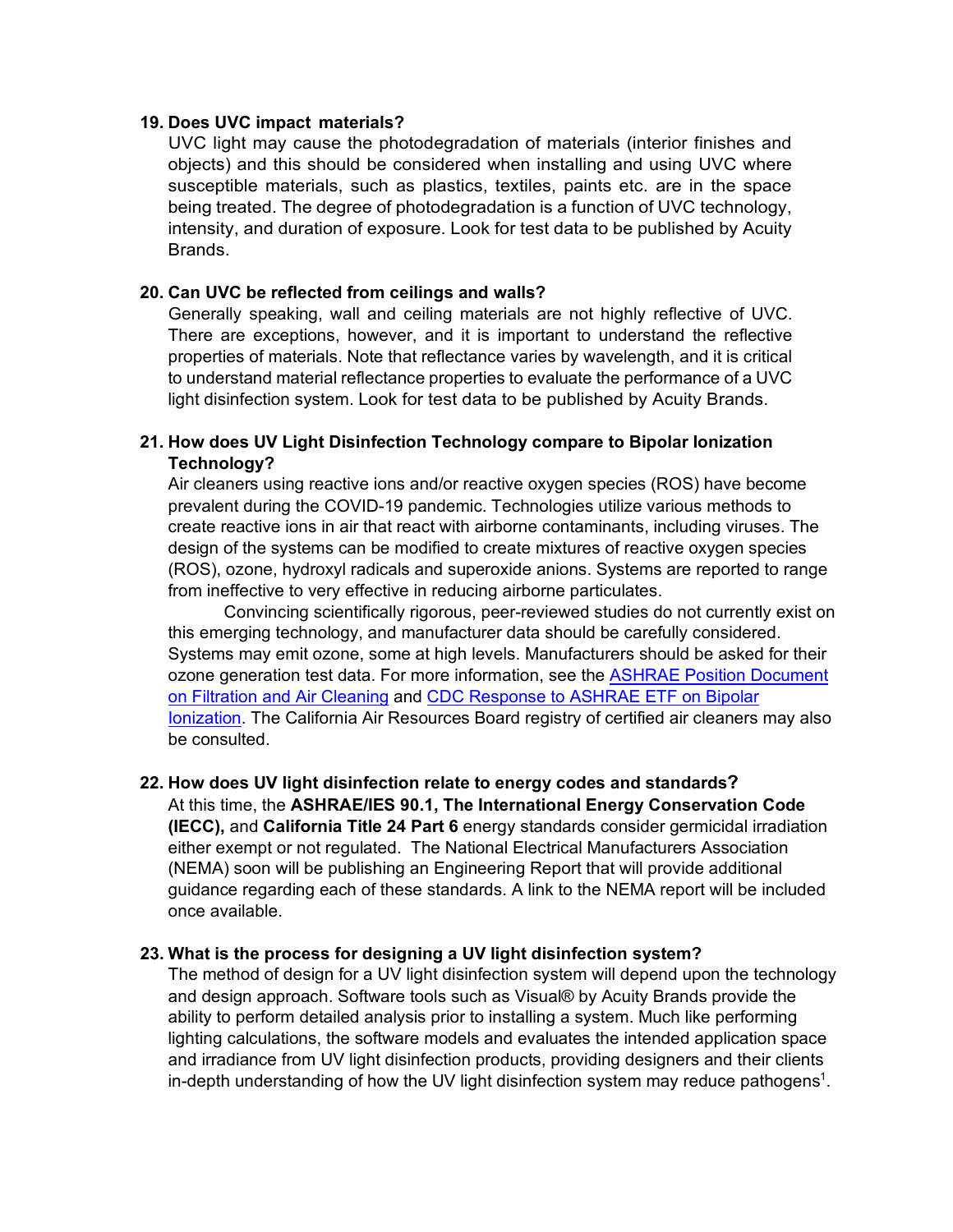**19. Does UVC impact materials?**

UVC light may cause the photodegradation of materials (interior finishes and objects) and this should be considered when installing and using UVC where susceptible materials, such as plastics, textiles, paints etc. are in the space being treated. The degree of photodegradation is a function of UVC technology, intensity, and duration of exposure. Look for test data to be published by Acuity Brands.

**20. Can UVC be reflected from ceilings and walls?**

Generally speaking, wall and ceiling materials are not highly reflective of UVC. There are exceptions, however, and it is important to understand the reflective properties of materials. Note that reflectance varies by wavelength, and it is critical to understand material reflectance properties to evaluate the performance of a UVC light disinfection system. Look for test data to be published by Acuity Brands.

**21. How does UV Light Disinfection Technology compare to Bipolar Ionization Technology?**

Air cleaners using reactive ions and/or reactive oxygen species (ROS) have become prevalent during the COVID-19 pandemic. Technologies utilize various methods to create reactive ions in air that react with airborne contaminants, including viruses. The design of the systems can be modified to create mixtures of reactive oxygen species (ROS), ozone, hydroxyl radicals and superoxide anions. Systems are reported to range from ineffective to very effective in reducing airborne particulates.

Convincing scientifically rigorous, peer-reviewed studies do not currently exist on this emerging technology, and manufacturer data should be carefully considered. Systems may emit ozone, some at high levels. Manufacturers should be asked for their ozone generation test data. For more information, see the ASHRAE Position Document on Filtration and Air Cleaning and CDC Response to ASHRAE ETF on Bipolar Ionization. The California Air Resources Board registry of certified air cleaners may also be consulted.

**22. How does UV light disinfection relate to energy codes and standards?**

At this time, the **ASHRAE/IES 90.1, The International Energy Conservation Code (IECC),** and **California Title 24 Part 6** energy standards consider germicidal irradiation either exempt or not regulated. The National Electrical Manufacturers Association (NEMA) soon will be publishing an Engineering Report that will provide additional guidance regarding each of these standards. A link to the NEMA report will be included once available.

**23. What is the process for designing a UV light disinfection system?**

The method of design for a UV light disinfection system will depend upon the technology and design approach. Software tools such as Visual® by Acuity Brands provide the ability to perform detailed analysis prior to installing a system. Much like performing lighting calculations, the software models and evaluates the intended application space and irradiance from UV light disinfection products, providing designers and their clients in-depth understanding of how the UV light disinfection system may reduce pathogens[1].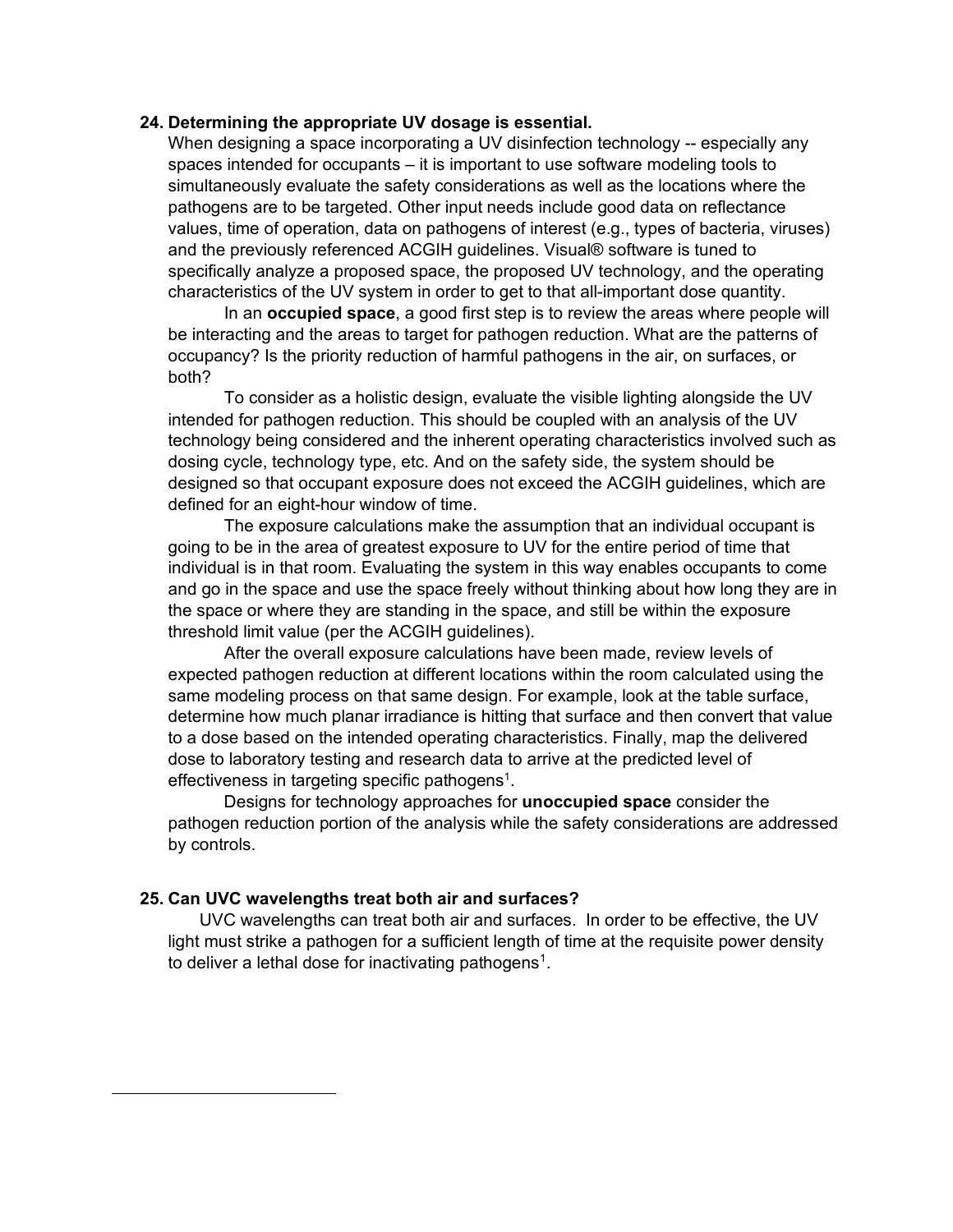**24. Determining the appropriate UV dosage is essential.**

When designing a space incorporating a UV disinfection technology -- especially any spaces intended for occupants – it is important to use software modeling tools to simultaneously evaluate the safety considerations as well as the locations where the pathogens are to be targeted. Other input needs include good data on reflectance values, time of operation, data on pathogens of interest (e.g., types of bacteria, viruses) and the previously referenced ACGIH guidelines. Visual® software is tuned to specifically analyze a proposed space, the proposed UV technology, and the operating characteristics of the UV system in order to get to that all-important dose quantity.

In an **occupied space**, a good first step is to review the areas where people will be interacting and the areas to target for pathogen reduction. What are the patterns of occupancy? Is the priority reduction of harmful pathogens in the air, on surfaces, or both?

To consider as a holistic design, evaluate the visible lighting alongside the UV intended for pathogen reduction. This should be coupled with an analysis of the UV technology being considered and the inherent operating characteristics involved such as dosing cycle, technology type, etc. And on the safety side, the system should be designed so that occupant exposure does not exceed the ACGIH guidelines, which are defined for an eight-hour window of time.

The exposure calculations make the assumption that an individual occupant is going to be in the area of greatest exposure to UV for the entire period of time that individual is in that room. Evaluating the system in this way enables occupants to come and go in the space and use the space freely without thinking about how long they are in the space or where they are standing in the space, and still be within the exposure threshold limit value (per the ACGIH guidelines).

After the overall exposure calculations have been made, review levels of expected pathogen reduction at different locations within the room calculated using the same modeling process on that same design. For example, look at the table surface, determine how much planar irradiance is hitting that surface and then convert that value to a dose based on the intended operating characteristics. Finally, map the delivered dose to laboratory testing and research data to arrive at the predicted level of effectiveness in targeting specific pathogens[1].

Designs for technology approaches for **unoccupied space** consider the pathogen reduction portion of the analysis while the safety considerations are addressed by controls.

**25. Can UVC wavelengths treat both air and surfaces?**

UVC wavelengths can treat both air and surfaces. In order to be effective, the UV light must strike a pathogen for a sufficient length of time at the requisite power density to deliver a lethal dose for inactivating pathogens[1].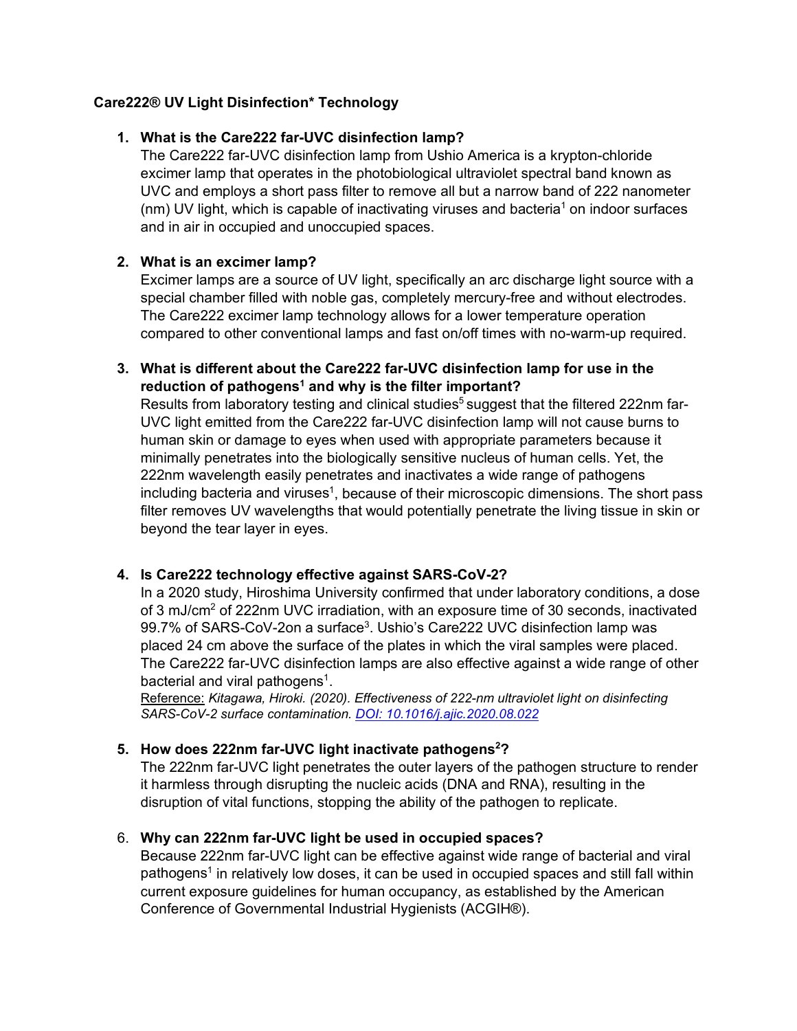**Care222® UV Light Disinfection* Technology**

1. **What is the Care222 far-UVC disinfection lamp?**
   The Care222 far-UVC disinfection lamp from Ushio America is a krypton-chloride excimer lamp that operates in the photobiological ultraviolet spectral band known as UVC and employs a short pass filter to remove all but a narrow band of 222 nanometer (nm) UV light, which is capable of inactivating viruses and bacteria[1] on indoor surfaces and in air in occupied and unoccupied spaces.

2. **What is an excimer lamp?**
   Excimer lamps are a source of UV light, specifically an arc discharge light source with a special chamber filled with noble gas, completely mercury-free and without electrodes. The Care222 excimer lamp technology allows for a lower temperature operation compared to other conventional lamps and fast on/off times with no-warm-up required.

3. **What is different about the Care222 far-UVC disinfection lamp for use in the reduction of pathogens[1] and why is the filter important?**
   Results from laboratory testing and clinical studies[5] suggest that the filtered 222nm far-UVC light emitted from the Care222 far-UVC disinfection lamp will not cause burns to human skin or damage to eyes when used with appropriate parameters because it minimally penetrates into the biologically sensitive nucleus of human cells. Yet, the 222nm wavelength easily penetrates and inactivates a wide range of pathogens including bacteria and viruses[1], because of their microscopic dimensions. The short pass filter removes UV wavelengths that would potentially penetrate the living tissue in skin or beyond the tear layer in eyes.

4. **Is Care222 technology effective against SARS-CoV-2?**
   In a 2020 study, Hiroshima University confirmed that under laboratory conditions, a dose of 3 $mJ/cm^2$ of 222nm UVC irradiation, with an exposure time of 30 seconds, inactivated 99.7% of SARS-CoV-2on a surface[3]. Ushio's Care222 UVC disinfection lamp was placed 24 cm above the surface of the plates in which the viral samples were placed. The Care222 far-UVC disinfection lamps are also effective against a wide range of other bacterial and viral pathogens[1].
   Reference: *Kitagawa, Hiroki. (2020). Effectiveness of 222-nm ultraviolet light on disinfecting SARS-CoV-2 surface contamination. [DOI: 10.1016/j.ajic.2020.08.022](https://doi.org/10.1016/j.ajic.2020.08.022)*

5. **How does 222nm far-UVC light inactivate pathogens[2]?**
   The 222nm far-UVC light penetrates the outer layers of the pathogen structure to render it harmless through disrupting the nucleic acids (DNA and RNA), resulting in the disruption of vital functions, stopping the ability of the pathogen to replicate.

6. **Why can 222nm far-UVC light be used in occupied spaces?**
   Because 222nm far-UVC light can be effective against wide range of bacterial and viral pathogens[1] in relatively low doses, it can be used in occupied spaces and still fall within current exposure guidelines for human occupancy, as established by the American Conference of Governmental Industrial Hygienists (ACGIH®).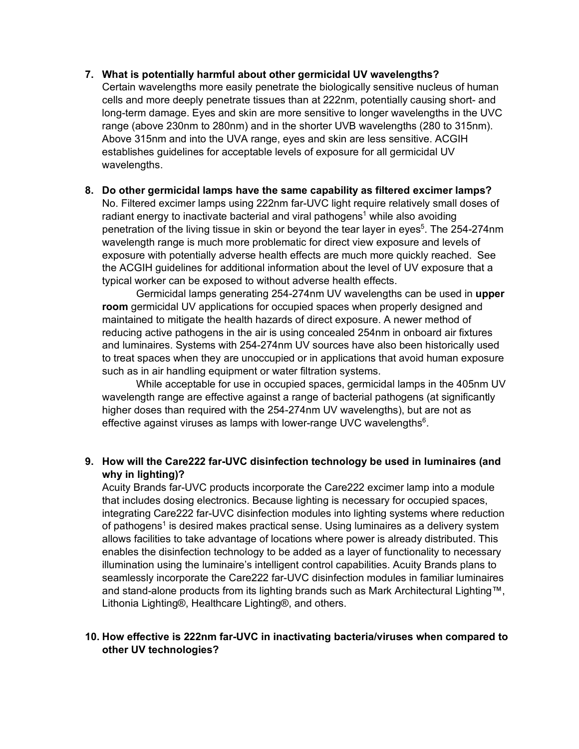7. **What is potentially harmful about other germicidal UV wavelengths?**
   Certain wavelengths more easily penetrate the biologically sensitive nucleus of human cells and more deeply penetrate tissues than at 222nm, potentially causing short- and long-term damage. Eyes and skin are more sensitive to longer wavelengths in the UVC range (above 230nm to 280nm) and in the shorter UVB wavelengths (280 to 315nm). Above 315nm and into the UVA range, eyes and skin are less sensitive. ACGIH establishes guidelines for acceptable levels of exposure for all germicidal UV wavelengths.

8. **Do other germicidal lamps have the same capability as filtered excimer lamps?**
   No. Filtered excimer lamps using 222nm far-UVC light require relatively small doses of radiant energy to inactivate bacterial and viral pathogens[1] while also avoiding penetration of the living tissue in skin or beyond the tear layer in eyes[5]. The 254-274nm wavelength range is much more problematic for direct view exposure and levels of exposure with potentially adverse health effects are much more quickly reached. See the ACGIH guidelines for additional information about the level of UV exposure that a typical worker can be exposed to without adverse health effects.

   Germicidal lamps generating 254-274nm UV wavelengths can be used in **upper room** germicidal UV applications for occupied spaces when properly designed and maintained to mitigate the health hazards of direct exposure. A newer method of reducing active pathogens in the air is using concealed 254nm in onboard air fixtures and luminaires. Systems with 254-274nm UV sources have also been historically used to treat spaces when they are unoccupied or in applications that avoid human exposure such as in air handling equipment or water filtration systems.

   While acceptable for use in occupied spaces, germicidal lamps in the 405nm UV wavelength range are effective against a range of bacterial pathogens (at significantly higher doses than required with the 254-274nm UV wavelengths), but are not as effective against viruses as lamps with lower-range UVC wavelengths[6].

9. **How will the Care222 far-UVC disinfection technology be used in luminaires (and why in lighting)?**
   Acuity Brands far-UVC products incorporate the Care222 excimer lamp into a module that includes dosing electronics. Because lighting is necessary for occupied spaces, integrating Care222 far-UVC disinfection modules into lighting systems where reduction of pathogens[1] is desired makes practical sense. Using luminaires as a delivery system allows facilities to take advantage of locations where power is already distributed. This enables the disinfection technology to be added as a layer of functionality to necessary illumination using the luminaire's intelligent control capabilities. Acuity Brands plans to seamlessly incorporate the Care222 far-UVC disinfection modules in familiar luminaires and stand-alone products from its lighting brands such as Mark Architectural Lighting™, Lithonia Lighting®, Healthcare Lighting®, and others.

10. **How effective is 222nm far-UVC in inactivating bacteria/viruses when compared to other UV technologies?**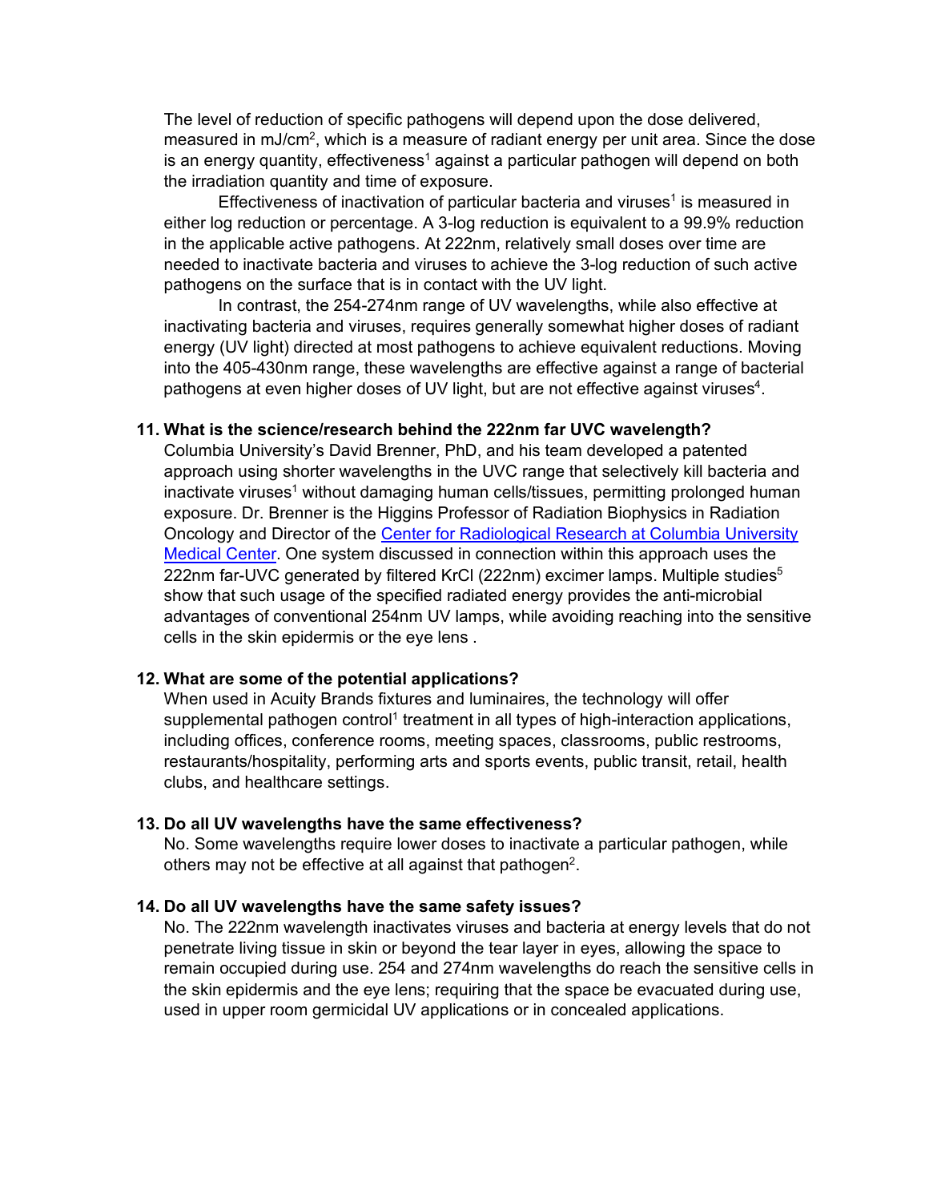The level of reduction of specific pathogens will depend upon the dose delivered, measured in mJ/cm$^2$, which is a measure of radiant energy per unit area. Since the dose is an energy quantity, effectiveness[1] against a particular pathogen will depend on both the irradiation quantity and time of exposure.

Effectiveness of inactivation of particular bacteria and viruses[1] is measured in either log reduction or percentage. A 3-log reduction is equivalent to a 99.9% reduction in the applicable active pathogens. At 222nm, relatively small doses over time are needed to inactivate bacteria and viruses to achieve the 3-log reduction of such active pathogens on the surface that is in contact with the UV light.

In contrast, the 254-274nm range of UV wavelengths, while also effective at inactivating bacteria and viruses, requires generally somewhat higher doses of radiant energy (UV light) directed at most pathogens to achieve equivalent reductions. Moving into the 405-430nm range, these wavelengths are effective against a range of bacterial pathogens at even higher doses of UV light, but are not effective against viruses[4].

**11. What is the science/research behind the 222nm far UVC wavelength?**

Columbia University's David Brenner, PhD, and his team developed a patented approach using shorter wavelengths in the UVC range that selectively kill bacteria and inactivate viruses[1] without damaging human cells/tissues, permitting prolonged human exposure. Dr. Brenner is the Higgins Professor of Radiation Biophysics in Radiation Oncology and Director of the Center for Radiological Research at Columbia University Medical Center. One system discussed in connection within this approach uses the 222nm far-UVC generated by filtered KrCl (222nm) excimer lamps. Multiple studies[5] show that such usage of the specified radiated energy provides the anti-microbial advantages of conventional 254nm UV lamps, while avoiding reaching into the sensitive cells in the skin epidermis or the eye lens .

**12. What are some of the potential applications?**

When used in Acuity Brands fixtures and luminaires, the technology will offer supplemental pathogen control[1] treatment in all types of high-interaction applications, including offices, conference rooms, meeting spaces, classrooms, public restrooms, restaurants/hospitality, performing arts and sports events, public transit, retail, health clubs, and healthcare settings.

**13. Do all UV wavelengths have the same effectiveness?**

No. Some wavelengths require lower doses to inactivate a particular pathogen, while others may not be effective at all against that pathogen[2].

**14. Do all UV wavelengths have the same safety issues?**

No. The 222nm wavelength inactivates viruses and bacteria at energy levels that do not penetrate living tissue in skin or beyond the tear layer in eyes, allowing the space to remain occupied during use. 254 and 274nm wavelengths do reach the sensitive cells in the skin epidermis and the eye lens; requiring that the space be evacuated during use, used in upper room germicidal UV applications or in concealed applications.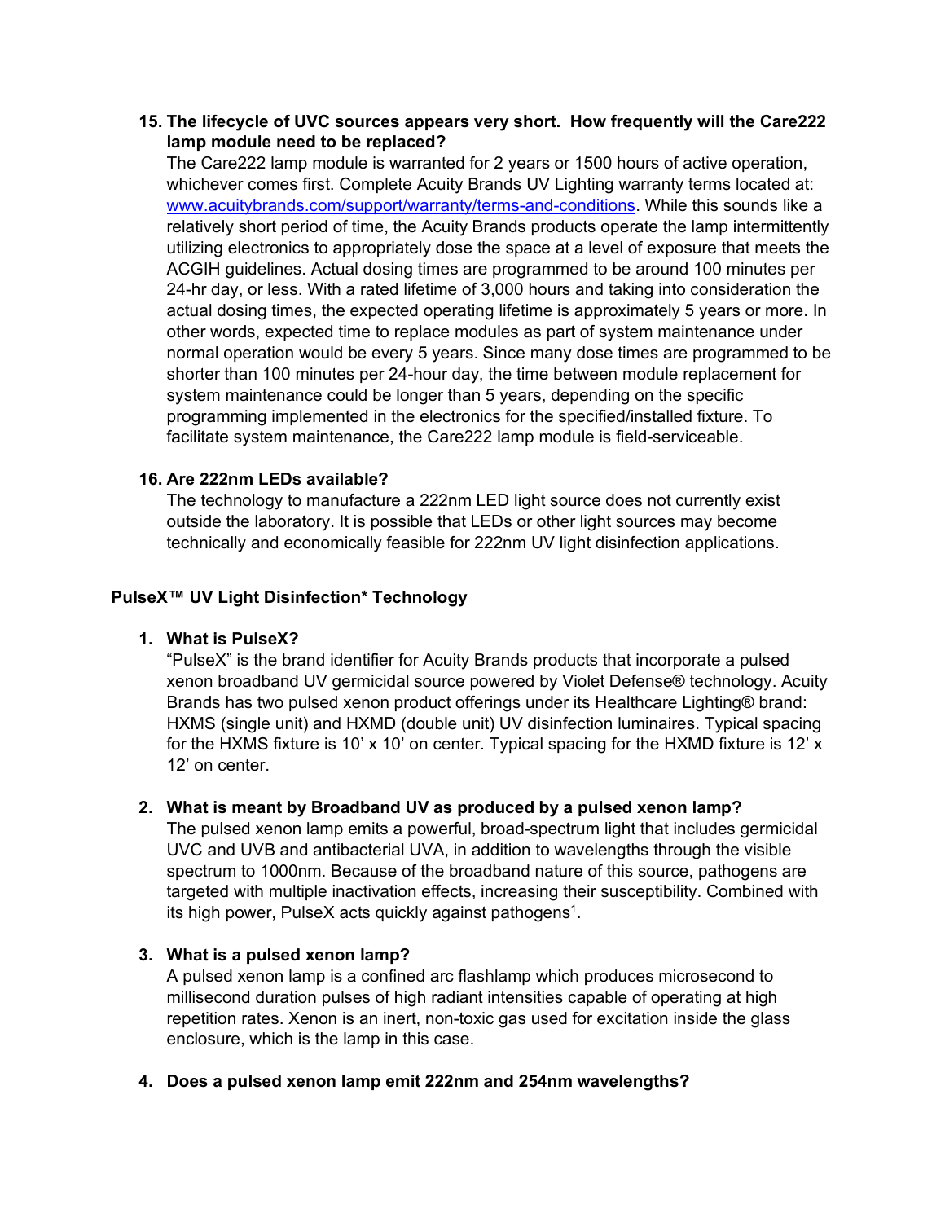15. **The lifecycle of UVC sources appears very short. How frequently will the Care222 lamp module need to be replaced?**
    The Care222 lamp module is warranted for 2 years or 1500 hours of active operation, whichever comes first. Complete Acuity Brands UV Lighting warranty terms located at: [www.acuitybrands.com/support/warranty/terms-and-conditions](www.acuitybrands.com/support/warranty/terms-and-conditions). While this sounds like a relatively short period of time, the Acuity Brands products operate the lamp intermittently utilizing electronics to appropriately dose the space at a level of exposure that meets the ACGIH guidelines. Actual dosing times are programmed to be around 100 minutes per 24-hr day, or less. With a rated lifetime of 3,000 hours and taking into consideration the actual dosing times, the expected operating lifetime is approximately 5 years or more. In other words, expected time to replace modules as part of system maintenance under normal operation would be every 5 years. Since many dose times are programmed to be shorter than 100 minutes per 24-hour day, the time between module replacement for system maintenance could be longer than 5 years, depending on the specific programming implemented in the electronics for the specified/installed fixture. To facilitate system maintenance, the Care222 lamp module is field-serviceable.

16. **Are 222nm LEDs available?**
    The technology to manufacture a 222nm LED light source does not currently exist outside the laboratory. It is possible that LEDs or other light sources may become technically and economically feasible for 222nm UV light disinfection applications.

## PulseX™ UV Light Disinfection* Technology

1. **What is PulseX?**
   "PulseX" is the brand identifier for Acuity Brands products that incorporate a pulsed xenon broadband UV germicidal source powered by Violet Defense® technology. Acuity Brands has two pulsed xenon product offerings under its Healthcare Lighting® brand: HXMS (single unit) and HXMD (double unit) UV disinfection luminaires. Typical spacing for the HXMS fixture is 10' x 10' on center. Typical spacing for the HXMD fixture is 12' x 12' on center.

2. **What is meant by Broadband UV as produced by a pulsed xenon lamp?**
   The pulsed xenon lamp emits a powerful, broad-spectrum light that includes germicidal UVC and UVB and antibacterial UVA, in addition to wavelengths through the visible spectrum to 1000nm. Because of the broadband nature of this source, pathogens are targeted with multiple inactivation effects, increasing their susceptibility. Combined with its high power, PulseX acts quickly against pathogens[1].

3. **What is a pulsed xenon lamp?**
   A pulsed xenon lamp is a confined arc flashlamp which produces microsecond to millisecond duration pulses of high radiant intensities capable of operating at high repetition rates. Xenon is an inert, non-toxic gas used for excitation inside the glass enclosure, which is the lamp in this case.

4. **Does a pulsed xenon lamp emit 222nm and 254nm wavelengths?**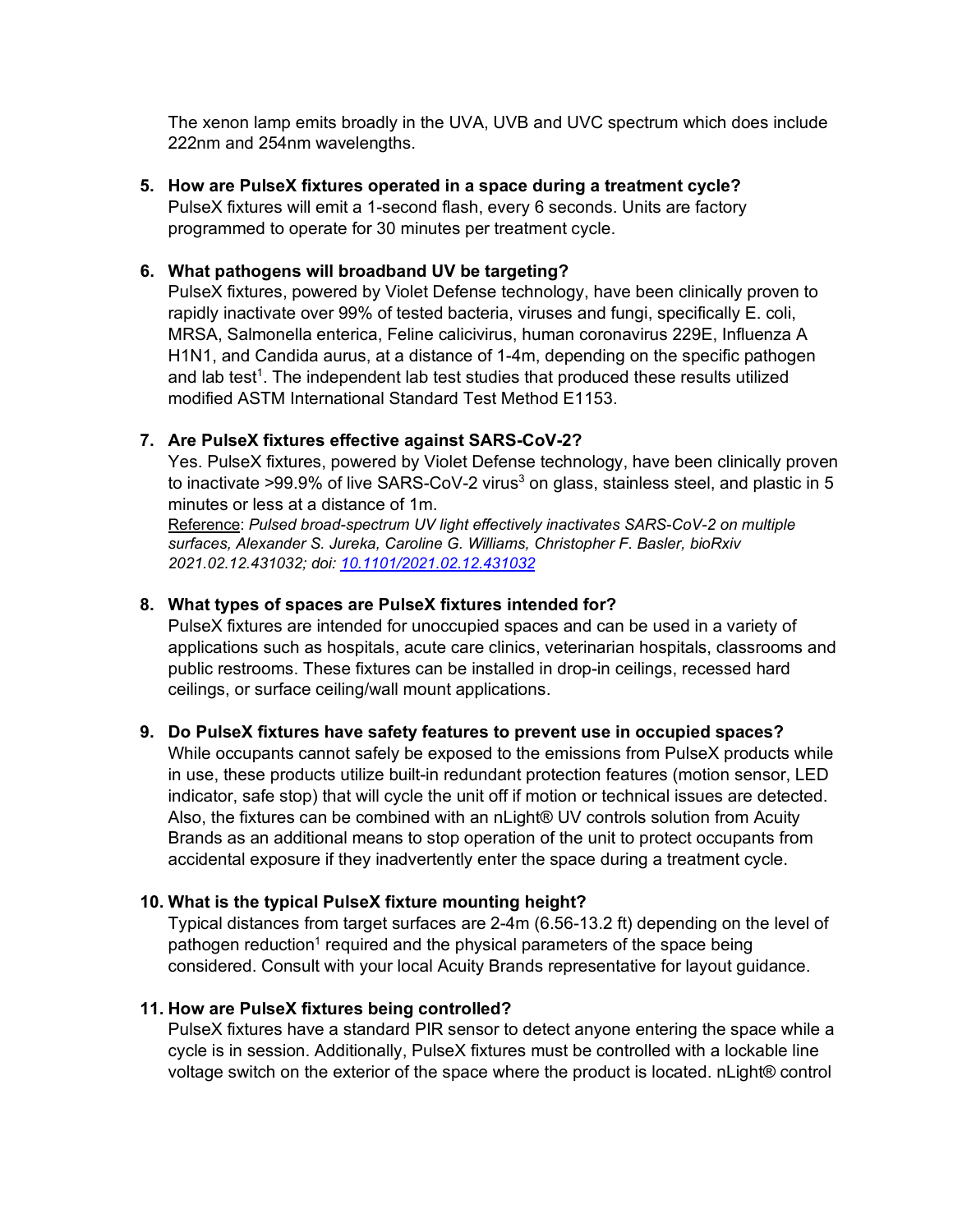The xenon lamp emits broadly in the UVA, UVB and UVC spectrum which does include 222nm and 254nm wavelengths.

5. **How are PulseX fixtures operated in a space during a treatment cycle?**
   PulseX fixtures will emit a 1-second flash, every 6 seconds. Units are factory programmed to operate for 30 minutes per treatment cycle.

6. **What pathogens will broadband UV be targeting?**
   PulseX fixtures, powered by Violet Defense technology, have been clinically proven to rapidly inactivate over 99% of tested bacteria, viruses and fungi, specifically E. coli, MRSA, Salmonella enterica, Feline calicivirus, human coronavirus 229E, Influenza A H1N1, and Candida aurus, at a distance of 1-4m, depending on the specific pathogen and lab test[1]. The independent lab test studies that produced these results utilized modified ASTM International Standard Test Method E1153.

7. **Are PulseX fixtures effective against SARS-CoV-2?**
   Yes. PulseX fixtures, powered by Violet Defense technology, have been clinically proven to inactivate >99.9% of live SARS-CoV-2 virus[3] on glass, stainless steel, and plastic in 5 minutes or less at a distance of 1m.
   Reference: *Pulsed broad-spectrum UV light effectively inactivates SARS-CoV-2 on multiple surfaces, Alexander S. Jureka, Caroline G. Williams, Christopher F. Basler, bioRxiv 2021.02.12.431032; doi: 10.1101/2021.02.12.431032*

8. **What types of spaces are PulseX fixtures intended for?**
   PulseX fixtures are intended for unoccupied spaces and can be used in a variety of applications such as hospitals, acute care clinics, veterinarian hospitals, classrooms and public restrooms. These fixtures can be installed in drop-in ceilings, recessed hard ceilings, or surface ceiling/wall mount applications.

9. **Do PulseX fixtures have safety features to prevent use in occupied spaces?**
   While occupants cannot safely be exposed to the emissions from PulseX products while in use, these products utilize built-in redundant protection features (motion sensor, LED indicator, safe stop) that will cycle the unit off if motion or technical issues are detected. Also, the fixtures can be combined with an nLight® UV controls solution from Acuity Brands as an additional means to stop operation of the unit to protect occupants from accidental exposure if they inadvertently enter the space during a treatment cycle.

10. **What is the typical PulseX fixture mounting height?**
    Typical distances from target surfaces are 2-4m (6.56-13.2 ft) depending on the level of pathogen reduction[1] required and the physical parameters of the space being considered. Consult with your local Acuity Brands representative for layout guidance.

11. **How are PulseX fixtures being controlled?**
    PulseX fixtures have a standard PIR sensor to detect anyone entering the space while a cycle is in session. Additionally, PulseX fixtures must be controlled with a lockable line voltage switch on the exterior of the space where the product is located. nLight® control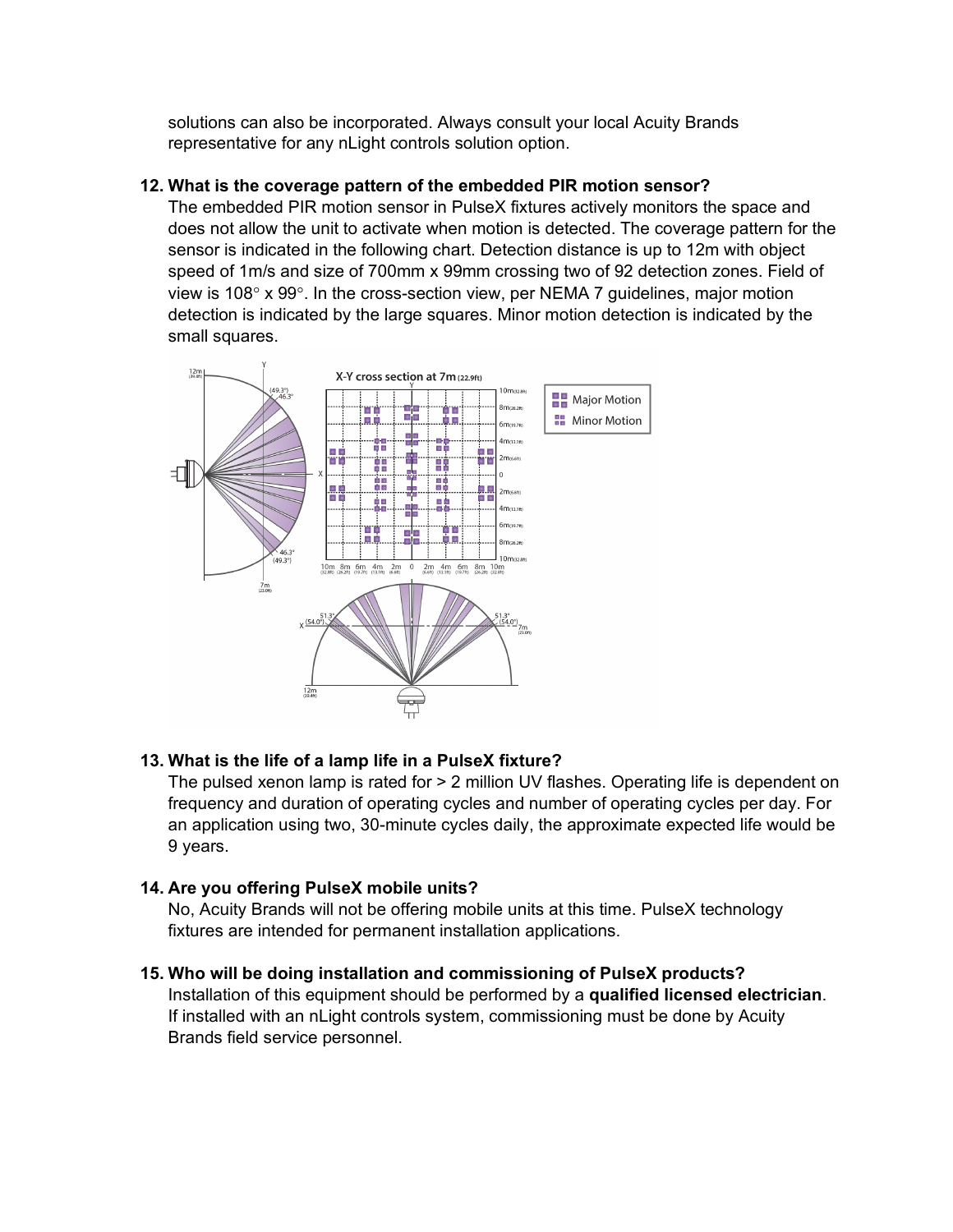solutions can also be incorporated. Always consult your local Acuity Brands representative for any nLight controls solution option.

**12. What is the coverage pattern of the embedded PIR motion sensor?**

The embedded PIR motion sensor in PulseX fixtures actively monitors the space and does not allow the unit to activate when motion is detected. The coverage pattern for the sensor is indicated in the following chart. Detection distance is up to 12m with object speed of 1m/s and size of 700mm x 99mm crossing two of 92 detection zones. Field of view is 108° x 99°. In the cross-section view, per NEMA 7 guidelines, major motion detection is indicated by the large squares. Minor motion detection is indicated by the small squares.

**13. What is the life of a lamp life in a PulseX fixture?**

The pulsed xenon lamp is rated for > 2 million UV flashes. Operating life is dependent on frequency and duration of operating cycles and number of operating cycles per day. For an application using two, 30-minute cycles daily, the approximate expected life would be 9 years.

**14. Are you offering PulseX mobile units?**

No, Acuity Brands will not be offering mobile units at this time. PulseX technology fixtures are intended for permanent installation applications.

**15. Who will be doing installation and commissioning of PulseX products?**

Installation of this equipment should be performed by a **qualified licensed electrician**. If installed with an nLight controls system, commissioning must be done by Acuity Brands field service personnel.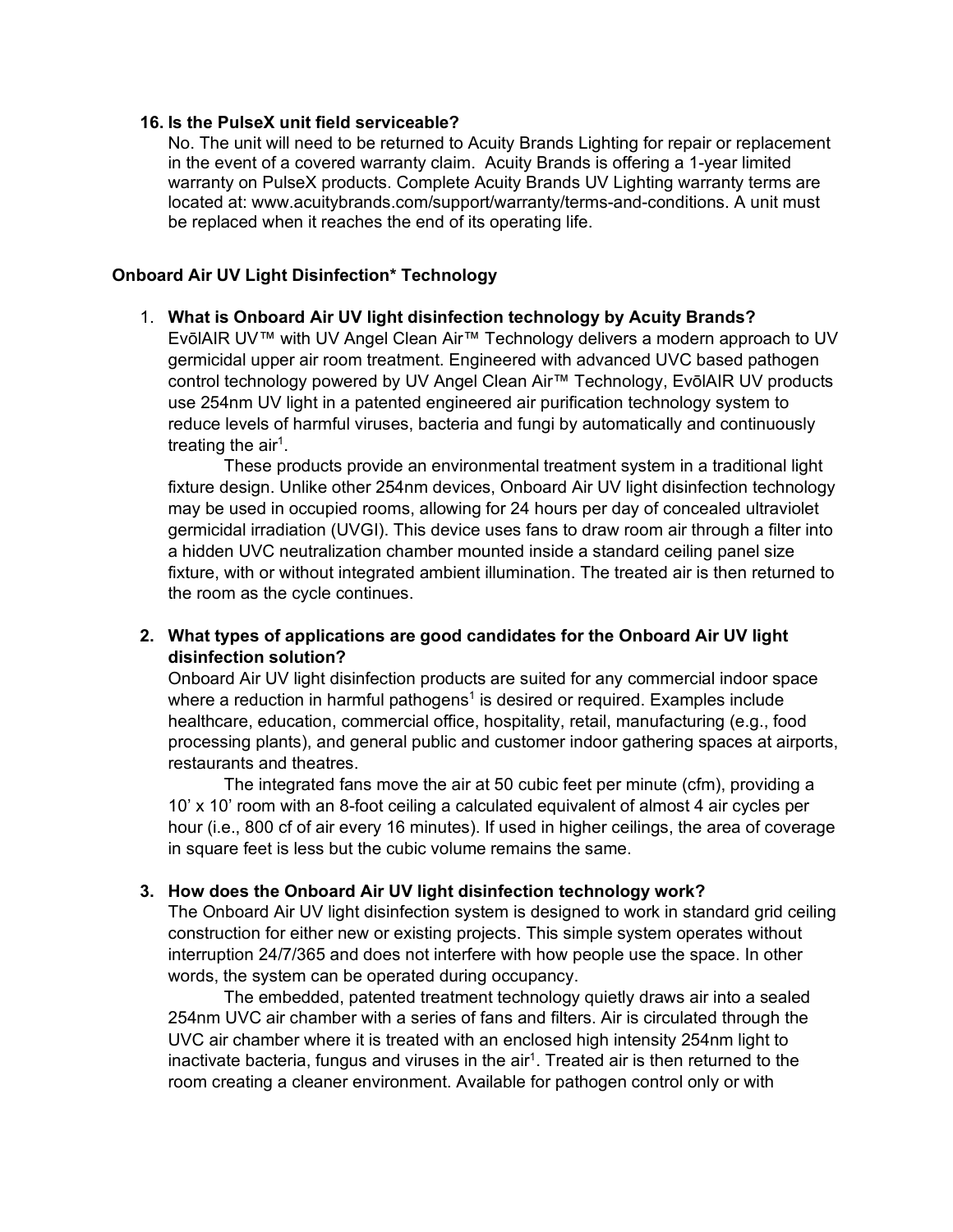**16. Is the PulseX unit field serviceable?**

No. The unit will need to be returned to Acuity Brands Lighting for repair or replacement in the event of a covered warranty claim. Acuity Brands is offering a 1-year limited warranty on PulseX products. Complete Acuity Brands UV Lighting warranty terms are located at: www.acuitybrands.com/support/warranty/terms-and-conditions. A unit must be replaced when it reaches the end of its operating life.

## Onboard Air UV Light Disinfection* Technology

1. **What is Onboard Air UV light disinfection technology by Acuity Brands?**

   EvōlAIR UV™ with UV Angel Clean Air™ Technology delivers a modern approach to UV germicidal upper air room treatment. Engineered with advanced UVC based pathogen control technology powered by UV Angel Clean Air™ Technology, EvōlAIR UV products use 254nm UV light in a patented engineered air purification technology system to reduce levels of harmful viruses, bacteria and fungi by automatically and continuously treating the air[1].

   These products provide an environmental treatment system in a traditional light fixture design. Unlike other 254nm devices, Onboard Air UV light disinfection technology may be used in occupied rooms, allowing for 24 hours per day of concealed ultraviolet germicidal irradiation (UVGI). This device uses fans to draw room air through a filter into a hidden UVC neutralization chamber mounted inside a standard ceiling panel size fixture, with or without integrated ambient illumination. The treated air is then returned to the room as the cycle continues.

2. **What types of applications are good candidates for the Onboard Air UV light disinfection solution?**

   Onboard Air UV light disinfection products are suited for any commercial indoor space where a reduction in harmful pathogens[1] is desired or required. Examples include healthcare, education, commercial office, hospitality, retail, manufacturing (e.g., food processing plants), and general public and customer indoor gathering spaces at airports, restaurants and theatres.

   The integrated fans move the air at 50 cubic feet per minute (cfm), providing a 10' x 10' room with an 8-foot ceiling a calculated equivalent of almost 4 air cycles per hour (i.e., 800 cf of air every 16 minutes). If used in higher ceilings, the area of coverage in square feet is less but the cubic volume remains the same.

3. **How does the Onboard Air UV light disinfection technology work?**

   The Onboard Air UV light disinfection system is designed to work in standard grid ceiling construction for either new or existing projects. This simple system operates without interruption 24/7/365 and does not interfere with how people use the space. In other words, the system can be operated during occupancy.

   The embedded, patented treatment technology quietly draws air into a sealed 254nm UVC air chamber with a series of fans and filters. Air is circulated through the UVC air chamber where it is treated with an enclosed high intensity 254nm light to inactivate bacteria, fungus and viruses in the air[1]. Treated air is then returned to the room creating a cleaner environment. Available for pathogen control only or with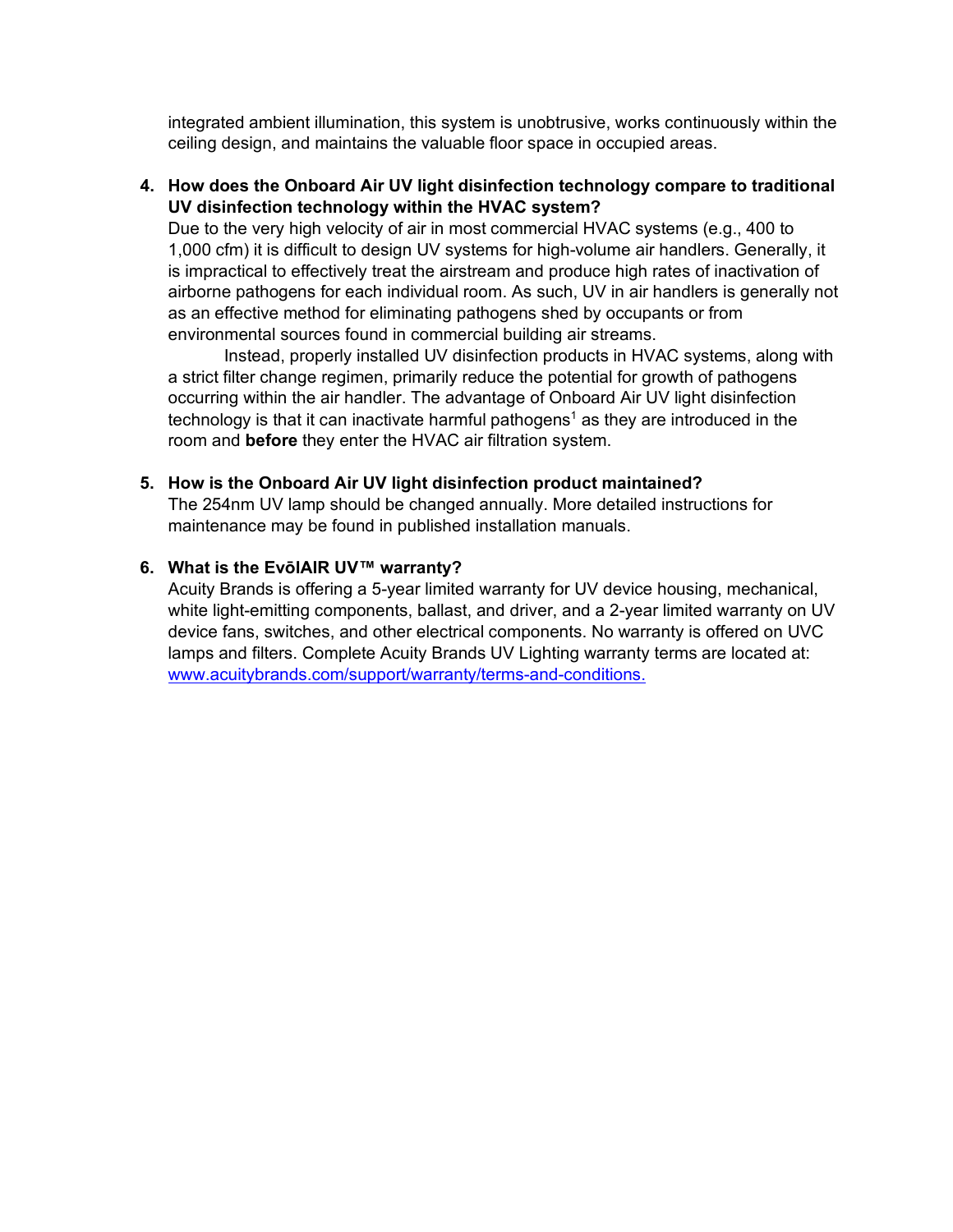integrated ambient illumination, this system is unobtrusive, works continuously within the ceiling design, and maintains the valuable floor space in occupied areas.

4. **How does the Onboard Air UV light disinfection technology compare to traditional UV disinfection technology within the HVAC system?**
   Due to the very high velocity of air in most commercial HVAC systems (e.g., 400 to 1,000 cfm) it is difficult to design UV systems for high-volume air handlers. Generally, it is impractical to effectively treat the airstream and produce high rates of inactivation of airborne pathogens for each individual room. As such, UV in air handlers is generally not as an effective method for eliminating pathogens shed by occupants or from environmental sources found in commercial building air streams.

   Instead, properly installed UV disinfection products in HVAC systems, along with a strict filter change regimen, primarily reduce the potential for growth of pathogens occurring within the air handler. The advantage of Onboard Air UV light disinfection technology is that it can inactivate harmful pathogens[1] as they are introduced in the room and **before** they enter the HVAC air filtration system.

5. **How is the Onboard Air UV light disinfection product maintained?**
   The 254nm UV lamp should be changed annually. More detailed instructions for maintenance may be found in published installation manuals.

6. **What is the EvōlAIR UV™ warranty?**
   Acuity Brands is offering a 5-year limited warranty for UV device housing, mechanical, white light-emitting components, ballast, and driver, and a 2-year limited warranty on UV device fans, switches, and other electrical components. No warranty is offered on UVC lamps and filters. Complete Acuity Brands UV Lighting warranty terms are located at: [www.acuitybrands.com/support/warranty/terms-and-conditions.](www.acuitybrands.com/support/warranty/terms-and-conditions)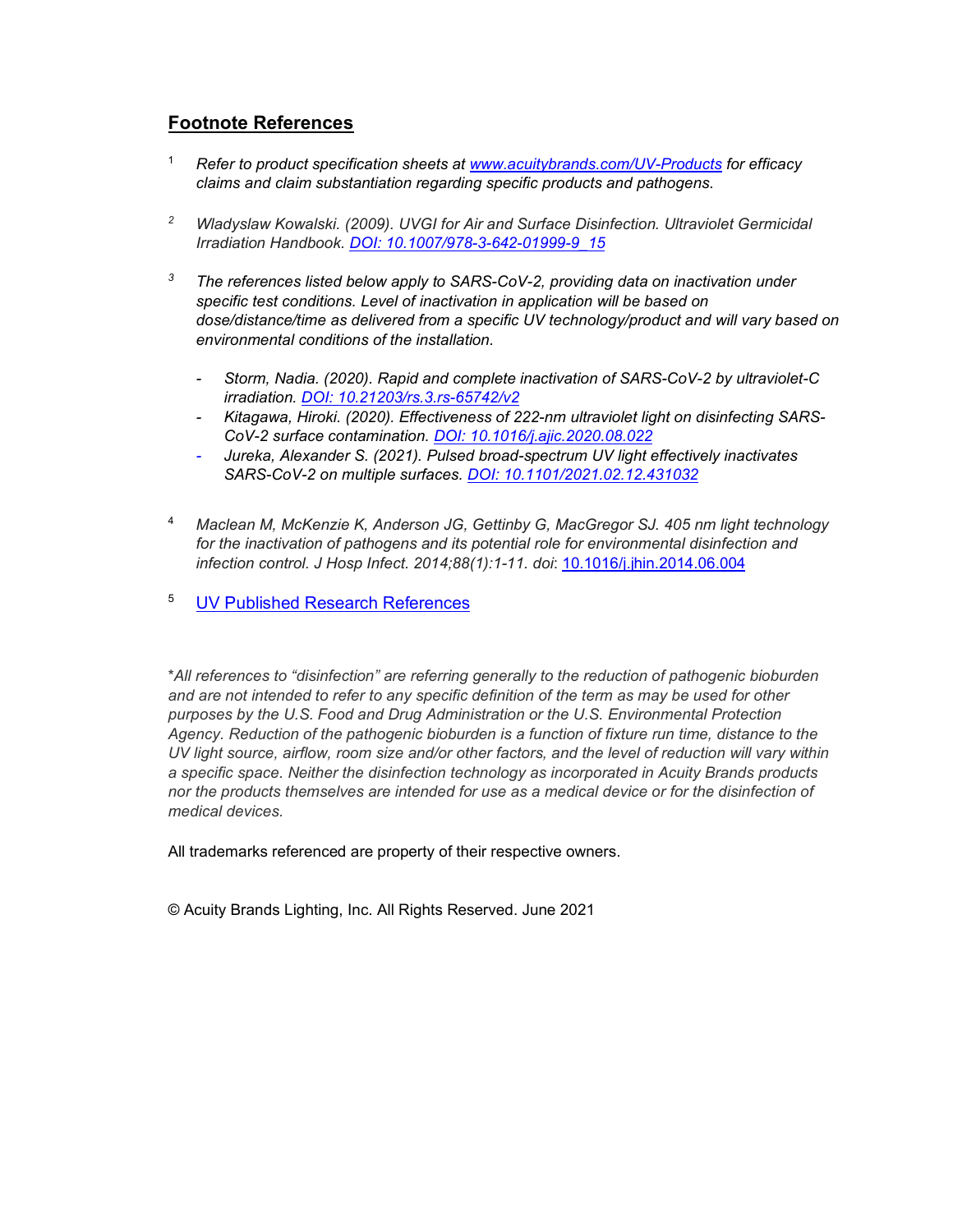## Footnote References

[1] *Refer to product specification sheets at [www.acuitybrands.com/UV-Products](www.acuitybrands.com/UV-Products) for efficacy claims and claim substantiation regarding specific products and pathogens.*

[2] *Wladyslaw Kowalski. (2009). UVGI for Air and Surface Disinfection. Ultraviolet Germicidal Irradiation Handbook. DOI: 10.1007/978-3-642-01999-9_15*

[3] *The references listed below apply to SARS-CoV-2, providing data on inactivation under specific test conditions. Level of inactivation in application will be based on dose/distance/time as delivered from a specific UV technology/product and will vary based on environmental conditions of the installation.*

- *Storm, Nadia. (2020). Rapid and complete inactivation of SARS-CoV-2 by ultraviolet-C irradiation. DOI: 10.21203/rs.3.rs-65742/v2*
- *Kitagawa, Hiroki. (2020). Effectiveness of 222-nm ultraviolet light on disinfecting SARS-CoV-2 surface contamination. DOI: 10.1016/j.ajic.2020.08.022*
- *Jureka, Alexander S. (2021). Pulsed broad-spectrum UV light effectively inactivates SARS-CoV-2 on multiple surfaces. DOI: 10.1101/2021.02.12.431032*

[4] *Maclean M, McKenzie K, Anderson JG, Gettinby G, MacGregor SJ. 405 nm light technology for the inactivation of pathogens and its potential role for environmental disinfection and infection control. J Hosp Infect. 2014;88(1):1-11. doi*: 10.1016/j.jhin.2014.06.004

[5] UV Published Research References

\**All references to "disinfection" are referring generally to the reduction of pathogenic bioburden and are not intended to refer to any specific definition of the term as may be used for other purposes by the U.S. Food and Drug Administration or the U.S. Environmental Protection Agency. Reduction of the pathogenic bioburden is a function of fixture run time, distance to the UV light source, airflow, room size and/or other factors, and the level of reduction will vary within a specific space. Neither the disinfection technology as incorporated in Acuity Brands products nor the products themselves are intended for use as a medical device or for the disinfection of medical devices.*

All trademarks referenced are property of their respective owners.

© Acuity Brands Lighting, Inc. All Rights Reserved. June 2021